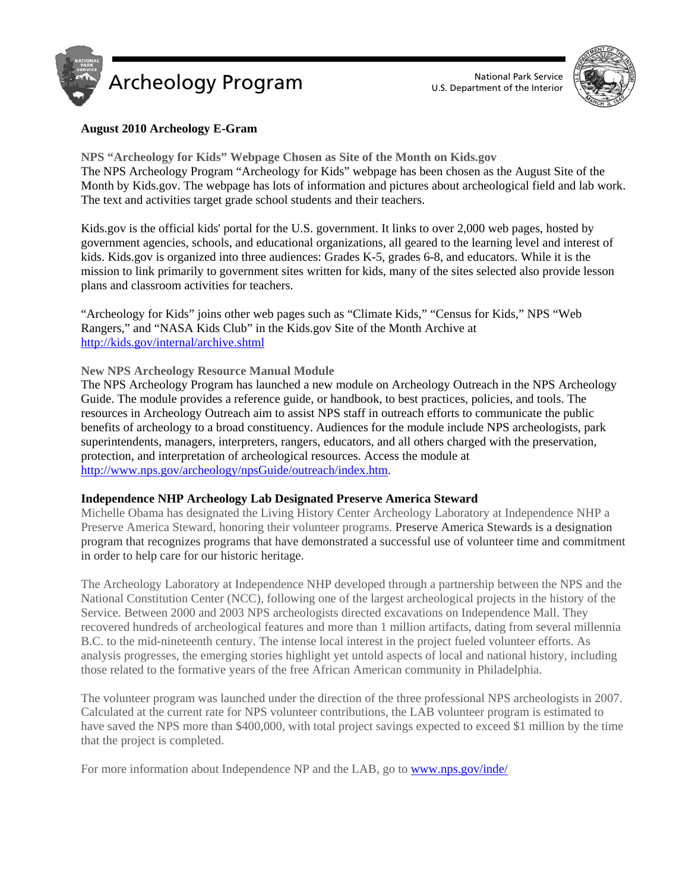# Archeology Program

National Park Service
U.S. Department of the Interior

**August 2010 Archeology E-Gram**

### NPS "Archeology for Kids" Webpage Chosen as Site of the Month on Kids.gov

The NPS Archeology Program "Archeology for Kids" webpage has been chosen as the August Site of the Month by Kids.gov. The webpage has lots of information and pictures about archeological field and lab work. The text and activities target grade school students and their teachers.

Kids.gov is the official kids' portal for the U.S. government. It links to over 2,000 web pages, hosted by government agencies, schools, and educational organizations, all geared to the learning level and interest of kids. Kids.gov is organized into three audiences: Grades K-5, grades 6-8, and educators. While it is the mission to link primarily to government sites written for kids, many of the sites selected also provide lesson plans and classroom activities for teachers.

"Archeology for Kids" joins other web pages such as "Climate Kids," "Census for Kids," NPS "Web Rangers," and "NASA Kids Club" in the Kids.gov Site of the Month Archive at http://kids.gov/internal/archive.shtml

### New NPS Archeology Resource Manual Module

The NPS Archeology Program has launched a new module on Archeology Outreach in the NPS Archeology Guide. The module provides a reference guide, or handbook, to best practices, policies, and tools. The resources in Archeology Outreach aim to assist NPS staff in outreach efforts to communicate the public benefits of archeology to a broad constituency. Audiences for the module include NPS archeologists, park superintendents, managers, interpreters, rangers, educators, and all others charged with the preservation, protection, and interpretation of archeological resources. Access the module at http://www.nps.gov/archeology/npsGuide/outreach/index.htm.

### Independence NHP Archeology Lab Designated Preserve America Steward

Michelle Obama has designated the Living History Center Archeology Laboratory at Independence NHP a Preserve America Steward, honoring their volunteer programs. Preserve America Stewards is a designation program that recognizes programs that have demonstrated a successful use of volunteer time and commitment in order to help care for our historic heritage.

The Archeology Laboratory at Independence NHP developed through a partnership between the NPS and the National Constitution Center (NCC), following one of the largest archeological projects in the history of the Service. Between 2000 and 2003 NPS archeologists directed excavations on Independence Mall. They recovered hundreds of archeological features and more than 1 million artifacts, dating from several millennia B.C. to the mid-nineteenth century. The intense local interest in the project fueled volunteer efforts. As analysis progresses, the emerging stories highlight yet untold aspects of local and national history, including those related to the formative years of the free African American community in Philadelphia.

The volunteer program was launched under the direction of the three professional NPS archeologists in 2007. Calculated at the current rate for NPS volunteer contributions, the LAB volunteer program is estimated to have saved the NPS more than $400,000, with total project savings expected to exceed $1 million by the time that the project is completed.

For more information about Independence NP and the LAB, go to www.nps.gov/inde/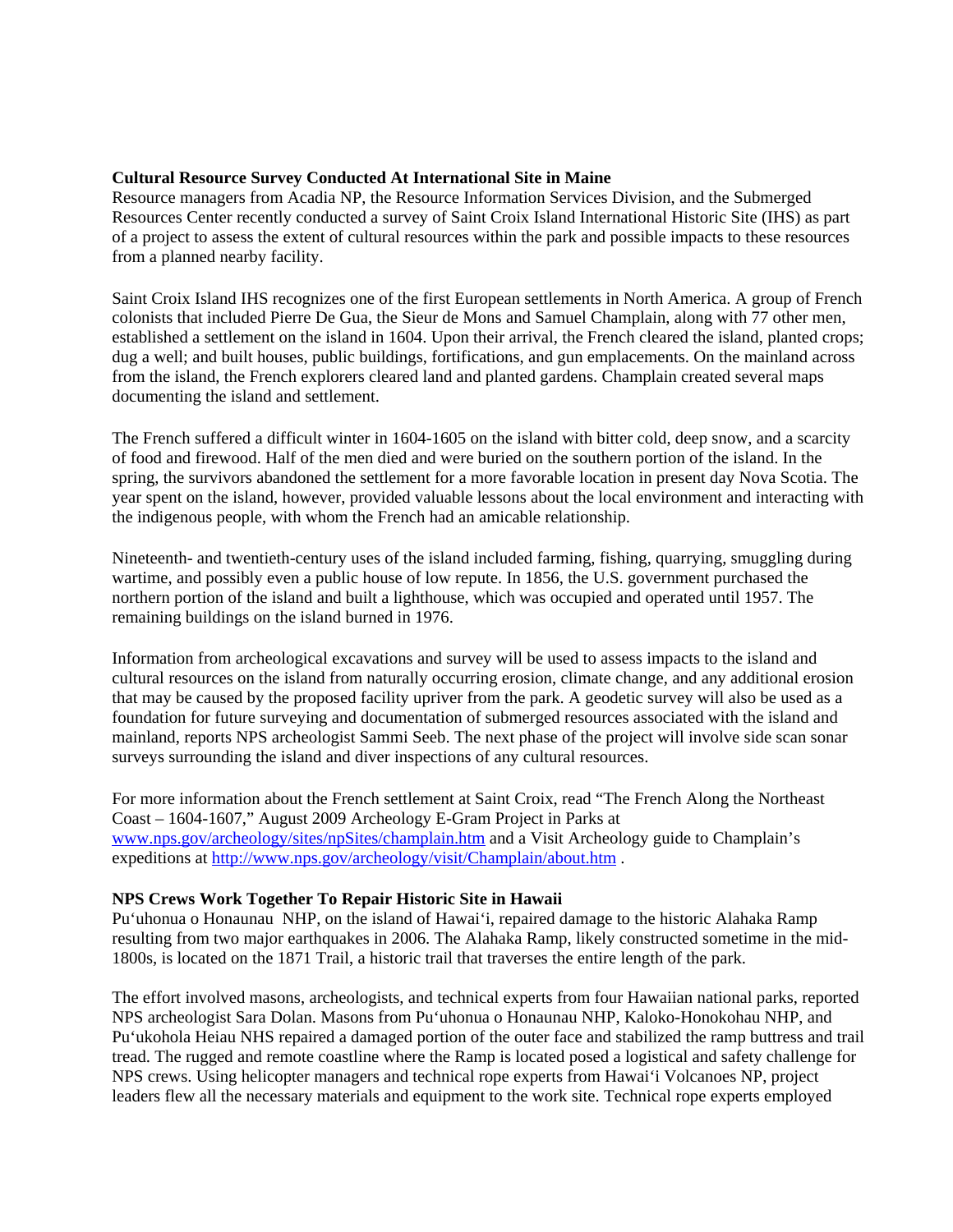**Cultural Resource Survey Conducted At International Site in Maine**

Resource managers from Acadia NP, the Resource Information Services Division, and the Submerged Resources Center recently conducted a survey of Saint Croix Island International Historic Site (IHS) as part of a project to assess the extent of cultural resources within the park and possible impacts to these resources from a planned nearby facility.

Saint Croix Island IHS recognizes one of the first European settlements in North America. A group of French colonists that included Pierre De Gua, the Sieur de Mons and Samuel Champlain, along with 77 other men, established a settlement on the island in 1604. Upon their arrival, the French cleared the island, planted crops; dug a well; and built houses, public buildings, fortifications, and gun emplacements. On the mainland across from the island, the French explorers cleared land and planted gardens. Champlain created several maps documenting the island and settlement.

The French suffered a difficult winter in 1604-1605 on the island with bitter cold, deep snow, and a scarcity of food and firewood. Half of the men died and were buried on the southern portion of the island. In the spring, the survivors abandoned the settlement for a more favorable location in present day Nova Scotia. The year spent on the island, however, provided valuable lessons about the local environment and interacting with the indigenous people, with whom the French had an amicable relationship.

Nineteenth- and twentieth-century uses of the island included farming, fishing, quarrying, smuggling during wartime, and possibly even a public house of low repute. In 1856, the U.S. government purchased the northern portion of the island and built a lighthouse, which was occupied and operated until 1957. The remaining buildings on the island burned in 1976.

Information from archeological excavations and survey will be used to assess impacts to the island and cultural resources on the island from naturally occurring erosion, climate change, and any additional erosion that may be caused by the proposed facility upriver from the park. A geodetic survey will also be used as a foundation for future surveying and documentation of submerged resources associated with the island and mainland, reports NPS archeologist Sammi Seeb. The next phase of the project will involve side scan sonar surveys surrounding the island and diver inspections of any cultural resources.

For more information about the French settlement at Saint Croix, read "The French Along the Northeast Coast – 1604-1607," August 2009 Archeology E-Gram Project in Parks at www.nps.gov/archeology/sites/npSites/champlain.htm and a Visit Archeology guide to Champlain's expeditions at http://www.nps.gov/archeology/visit/Champlain/about.htm .

**NPS Crews Work Together To Repair Historic Site in Hawaii**

Pu'uhonua o Honaunau NHP, on the island of Hawai'i, repaired damage to the historic Alahaka Ramp resulting from two major earthquakes in 2006. The Alahaka Ramp, likely constructed sometime in the mid-1800s, is located on the 1871 Trail, a historic trail that traverses the entire length of the park.

The effort involved masons, archeologists, and technical experts from four Hawaiian national parks, reported NPS archeologist Sara Dolan. Masons from Pu'uhonua o Honaunau NHP, Kaloko-Honokohau NHP, and Pu'ukohola Heiau NHS repaired a damaged portion of the outer face and stabilized the ramp buttress and trail tread. The rugged and remote coastline where the Ramp is located posed a logistical and safety challenge for NPS crews. Using helicopter managers and technical rope experts from Hawai'i Volcanoes NP, project leaders flew all the necessary materials and equipment to the work site. Technical rope experts employed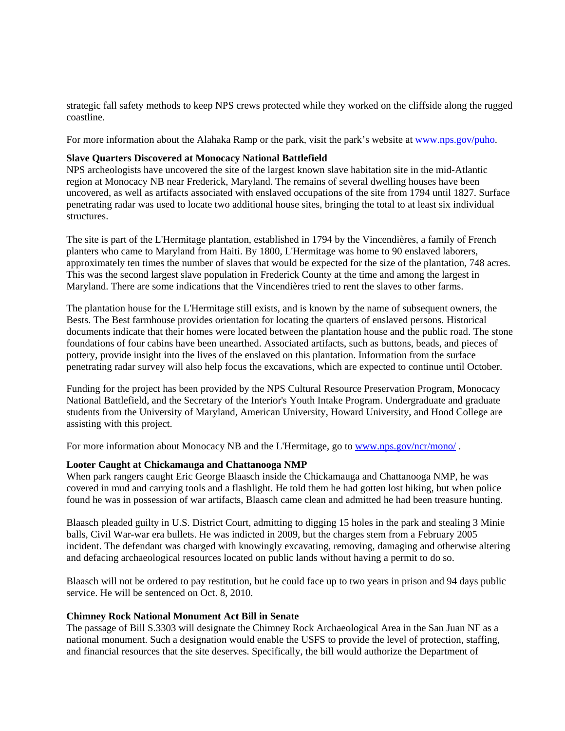strategic fall safety methods to keep NPS crews protected while they worked on the cliffside along the rugged coastline.

For more information about the Alahaka Ramp or the park, visit the park's website at [www.nps.gov/puho](www.nps.gov/puho).

**Slave Quarters Discovered at Monocacy National Battlefield**
NPS archeologists have uncovered the site of the largest known slave habitation site in the mid-Atlantic region at Monocacy NB near Frederick, Maryland. The remains of several dwelling houses have been uncovered, as well as artifacts associated with enslaved occupations of the site from 1794 until 1827. Surface penetrating radar was used to locate two additional house sites, bringing the total to at least six individual structures.

The site is part of the L'Hermitage plantation, established in 1794 by the Vincendières, a family of French planters who came to Maryland from Haiti. By 1800, L'Hermitage was home to 90 enslaved laborers, approximately ten times the number of slaves that would be expected for the size of the plantation, 748 acres. This was the second largest slave population in Frederick County at the time and among the largest in Maryland. There are some indications that the Vincendières tried to rent the slaves to other farms.

The plantation house for the L'Hermitage still exists, and is known by the name of subsequent owners, the Bests. The Best farmhouse provides orientation for locating the quarters of enslaved persons. Historical documents indicate that their homes were located between the plantation house and the public road. The stone foundations of four cabins have been unearthed. Associated artifacts, such as buttons, beads, and pieces of pottery, provide insight into the lives of the enslaved on this plantation. Information from the surface penetrating radar survey will also help focus the excavations, which are expected to continue until October.

Funding for the project has been provided by the NPS Cultural Resource Preservation Program, Monocacy National Battlefield, and the Secretary of the Interior's Youth Intake Program. Undergraduate and graduate students from the University of Maryland, American University, Howard University, and Hood College are assisting with this project.

For more information about Monocacy NB and the L'Hermitage, go to [www.nps.gov/ncr/mono/](www.nps.gov/ncr/mono/) .

**Looter Caught at Chickamauga and Chattanooga NMP**
When park rangers caught Eric George Blaasch inside the Chickamauga and Chattanooga NMP, he was covered in mud and carrying tools and a flashlight. He told them he had gotten lost hiking, but when police found he was in possession of war artifacts, Blaasch came clean and admitted he had been treasure hunting.

Blaasch pleaded guilty in U.S. District Court, admitting to digging 15 holes in the park and stealing 3 Minie balls, Civil War-war era bullets. He was indicted in 2009, but the charges stem from a February 2005 incident. The defendant was charged with knowingly excavating, removing, damaging and otherwise altering and defacing archaeological resources located on public lands without having a permit to do so.

Blaasch will not be ordered to pay restitution, but he could face up to two years in prison and 94 days public service. He will be sentenced on Oct. 8, 2010.

**Chimney Rock National Monument Act Bill in Senate**
The passage of Bill S.3303 will designate the Chimney Rock Archaeological Area in the San Juan NF as a national monument. Such a designation would enable the USFS to provide the level of protection, staffing, and financial resources that the site deserves. Specifically, the bill would authorize the Department of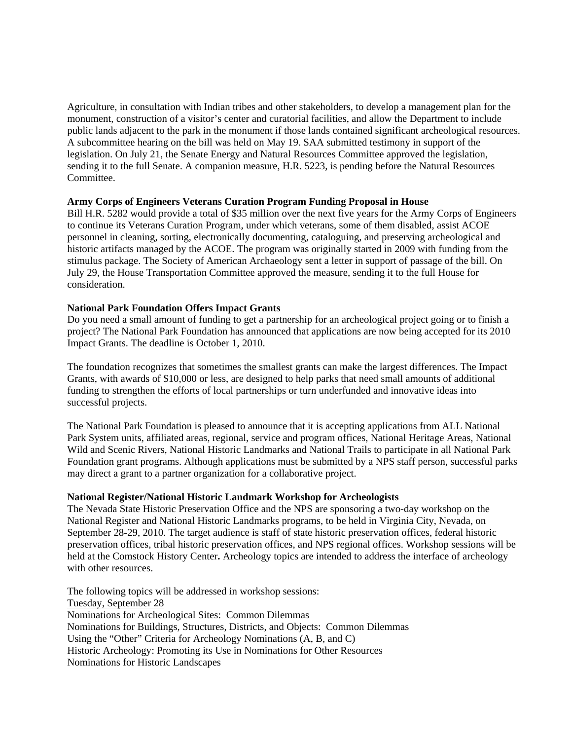Agriculture, in consultation with Indian tribes and other stakeholders, to develop a management plan for the monument, construction of a visitor's center and curatorial facilities, and allow the Department to include public lands adjacent to the park in the monument if those lands contained significant archeological resources. A subcommittee hearing on the bill was held on May 19. SAA submitted testimony in support of the legislation. On July 21, the Senate Energy and Natural Resources Committee approved the legislation, sending it to the full Senate. A companion measure, H.R. 5223, is pending before the Natural Resources Committee.

**Army Corps of Engineers Veterans Curation Program Funding Proposal in House**

Bill H.R. 5282 would provide a total of $35 million over the next five years for the Army Corps of Engineers to continue its Veterans Curation Program, under which veterans, some of them disabled, assist ACOE personnel in cleaning, sorting, electronically documenting, cataloguing, and preserving archeological and historic artifacts managed by the ACOE. The program was originally started in 2009 with funding from the stimulus package. The Society of American Archaeology sent a letter in support of passage of the bill. On July 29, the House Transportation Committee approved the measure, sending it to the full House for consideration.

**National Park Foundation Offers Impact Grants**

Do you need a small amount of funding to get a partnership for an archeological project going or to finish a project? The National Park Foundation has announced that applications are now being accepted for its 2010 Impact Grants. The deadline is October 1, 2010.

The foundation recognizes that sometimes the smallest grants can make the largest differences. The Impact Grants, with awards of $10,000 or less, are designed to help parks that need small amounts of additional funding to strengthen the efforts of local partnerships or turn underfunded and innovative ideas into successful projects.

The National Park Foundation is pleased to announce that it is accepting applications from ALL National Park System units, affiliated areas, regional, service and program offices, National Heritage Areas, National Wild and Scenic Rivers, National Historic Landmarks and National Trails to participate in all National Park Foundation grant programs. Although applications must be submitted by a NPS staff person, successful parks may direct a grant to a partner organization for a collaborative project.

**National Register/National Historic Landmark Workshop for Archeologists**

The Nevada State Historic Preservation Office and the NPS are sponsoring a two-day workshop on the National Register and National Historic Landmarks programs, to be held in Virginia City, Nevada, on September 28-29, 2010. The target audience is staff of state historic preservation offices, federal historic preservation offices, tribal historic preservation offices, and NPS regional offices. Workshop sessions will be held at the Comstock History Center**.** Archeology topics are intended to address the interface of archeology with other resources.

The following topics will be addressed in workshop sessions:

<u>Tuesday, September 28</u>

Nominations for Archeological Sites: Common Dilemmas
Nominations for Buildings, Structures, Districts, and Objects: Common Dilemmas
Using the "Other" Criteria for Archeology Nominations (A, B, and C)
Historic Archeology: Promoting its Use in Nominations for Other Resources
Nominations for Historic Landscapes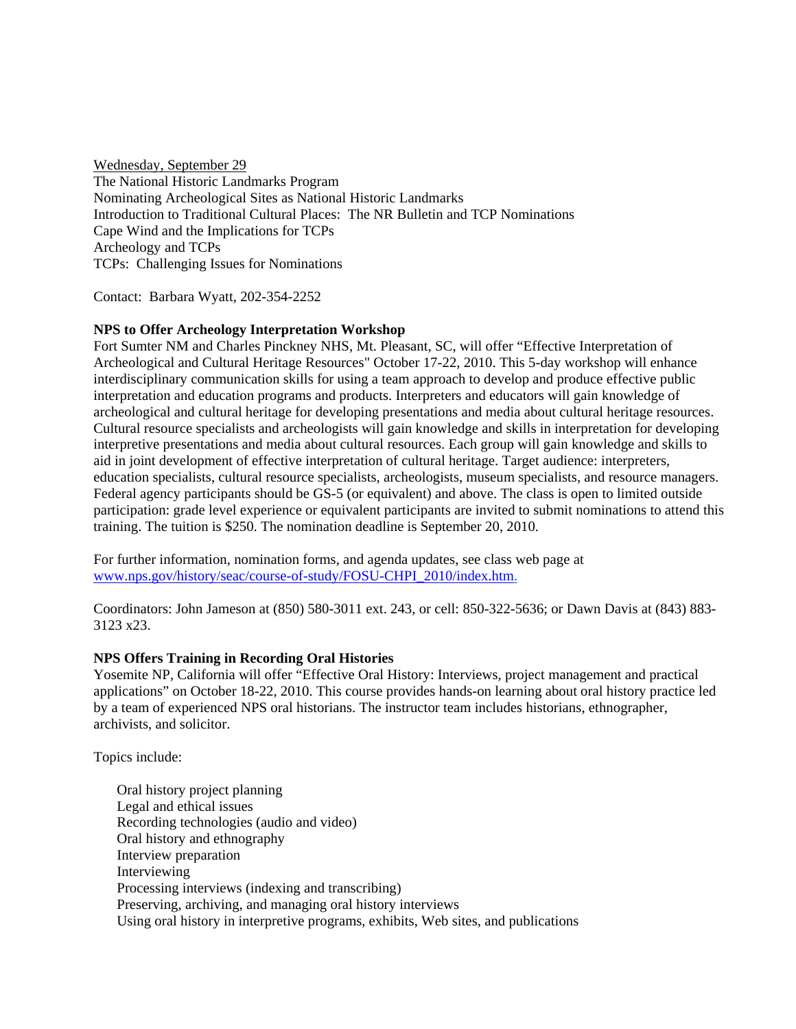Wednesday, September 29

The National Historic Landmarks Program
Nominating Archeological Sites as National Historic Landmarks
Introduction to Traditional Cultural Places: The NR Bulletin and TCP Nominations
Cape Wind and the Implications for TCPs
Archeology and TCPs
TCPs: Challenging Issues for Nominations

Contact: Barbara Wyatt, 202-354-2252

**NPS to Offer Archeology Interpretation Workshop**

Fort Sumter NM and Charles Pinckney NHS, Mt. Pleasant, SC, will offer "Effective Interpretation of Archeological and Cultural Heritage Resources" October 17-22, 2010. This 5-day workshop will enhance interdisciplinary communication skills for using a team approach to develop and produce effective public interpretation and education programs and products. Interpreters and educators will gain knowledge of archeological and cultural heritage for developing presentations and media about cultural heritage resources. Cultural resource specialists and archeologists will gain knowledge and skills in interpretation for developing interpretive presentations and media about cultural resources. Each group will gain knowledge and skills to aid in joint development of effective interpretation of cultural heritage. Target audience: interpreters, education specialists, cultural resource specialists, archeologists, museum specialists, and resource managers. Federal agency participants should be GS-5 (or equivalent) and above. The class is open to limited outside participation: grade level experience or equivalent participants are invited to submit nominations to attend this training. The tuition is $250. The nomination deadline is September 20, 2010.

For further information, nomination forms, and agenda updates, see class web page at [www.nps.gov/history/seac/course-of-study/FOSU-CHPI_2010/index.htm](www.nps.gov/history/seac/course-of-study/FOSU-CHPI_2010/index.htm).

Coordinators: John Jameson at (850) 580-3011 ext. 243, or cell: 850-322-5636; or Dawn Davis at (843) 883-3123 x23.

**NPS Offers Training in Recording Oral Histories**

Yosemite NP, California will offer "Effective Oral History: Interviews, project management and practical applications" on October 18-22, 2010. This course provides hands-on learning about oral history practice led by a team of experienced NPS oral historians. The instructor team includes historians, ethnographer, archivists, and solicitor.

Topics include:

- Oral history project planning
- Legal and ethical issues
- Recording technologies (audio and video)
- Oral history and ethnography
- Interview preparation
- Interviewing
- Processing interviews (indexing and transcribing)
- Preserving, archiving, and managing oral history interviews
- Using oral history in interpretive programs, exhibits, Web sites, and publications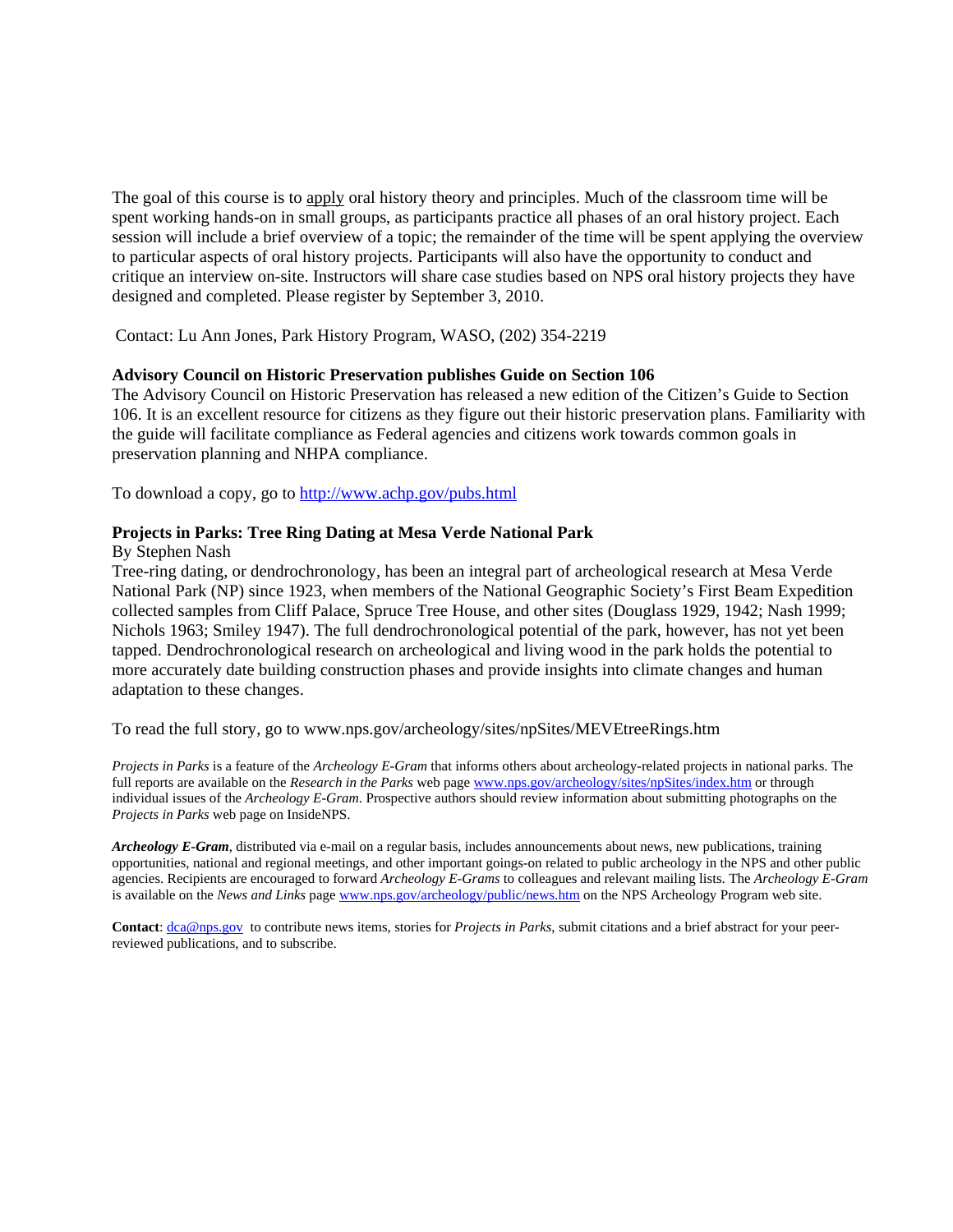The goal of this course is to apply oral history theory and principles. Much of the classroom time will be spent working hands-on in small groups, as participants practice all phases of an oral history project. Each session will include a brief overview of a topic; the remainder of the time will be spent applying the overview to particular aspects of oral history projects. Participants will also have the opportunity to conduct and critique an interview on-site. Instructors will share case studies based on NPS oral history projects they have designed and completed. Please register by September 3, 2010.

Contact: Lu Ann Jones, Park History Program, WASO, (202) 354-2219

**Advisory Council on Historic Preservation publishes Guide on Section 106**

The Advisory Council on Historic Preservation has released a new edition of the Citizen's Guide to Section 106. It is an excellent resource for citizens as they figure out their historic preservation plans. Familiarity with the guide will facilitate compliance as Federal agencies and citizens work towards common goals in preservation planning and NHPA compliance.

To download a copy, go to http://www.achp.gov/pubs.html

**Projects in Parks: Tree Ring Dating at Mesa Verde National Park**

By Stephen Nash

Tree-ring dating, or dendrochronology, has been an integral part of archeological research at Mesa Verde National Park (NP) since 1923, when members of the National Geographic Society's First Beam Expedition collected samples from Cliff Palace, Spruce Tree House, and other sites (Douglass 1929, 1942; Nash 1999; Nichols 1963; Smiley 1947). The full dendrochronological potential of the park, however, has not yet been tapped. Dendrochronological research on archeological and living wood in the park holds the potential to more accurately date building construction phases and provide insights into climate changes and human adaptation to these changes.

To read the full story, go to www.nps.gov/archeology/sites/npSites/MEVEtreeRings.htm

*Projects in Parks* is a feature of the *Archeology E-Gram* that informs others about archeology-related projects in national parks. The full reports are available on the *Research in the Parks* web page www.nps.gov/archeology/sites/npSites/index.htm or through individual issues of the *Archeology E-Gram*. Prospective authors should review information about submitting photographs on the *Projects in Parks* web page on InsideNPS.

***Archeology E-Gram***, distributed via e-mail on a regular basis, includes announcements about news, new publications, training opportunities, national and regional meetings, and other important goings-on related to public archeology in the NPS and other public agencies. Recipients are encouraged to forward *Archeology E-Grams* to colleagues and relevant mailing lists. The *Archeology E-Gram* is available on the *News and Links* page www.nps.gov/archeology/public/news.htm on the NPS Archeology Program web site.

**Contact**: dca@nps.gov to contribute news items, stories for *Projects in Parks*, submit citations and a brief abstract for your peer-reviewed publications, and to subscribe.